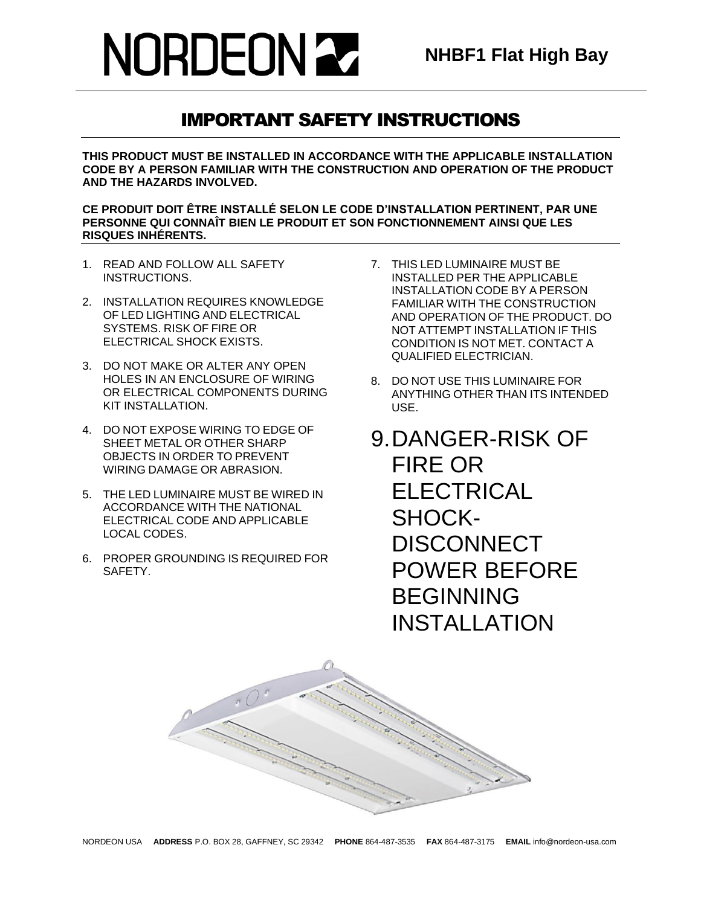# NORDEON

**NHBF1 Flat High Bay**

## IMPORTANT SAFETY INSTRUCTIONS

**THIS PRODUCT MUST BE INSTALLED IN ACCORDANCE WITH THE APPLICABLE INSTALLATION CODE BY A PERSON FAMILIAR WITH THE CONSTRUCTION AND OPERATION OF THE PRODUCT AND THE HAZARDS INVOLVED.**

**CE PRODUIT DOIT ÊTRE INSTALLÉ SELON LE CODE D'INSTALLATION PERTINENT, PAR UNE PERSONNE QUI CONNAÎT BIEN LE PRODUIT ET SON FONCTIONNEMENT AINSI QUE LES RISQUES INHÉRENTS.**

1. READ AND FOLLOW ALL SAFETY INSTRUCTIONS.
2. INSTALLATION REQUIRES KNOWLEDGE OF LED LIGHTING AND ELECTRICAL SYSTEMS. RISK OF FIRE OR ELECTRICAL SHOCK EXISTS.
3. DO NOT MAKE OR ALTER ANY OPEN HOLES IN AN ENCLOSURE OF WIRING OR ELECTRICAL COMPONENTS DURING KIT INSTALLATION.
4. DO NOT EXPOSE WIRING TO EDGE OF SHEET METAL OR OTHER SHARP OBJECTS IN ORDER TO PREVENT WIRING DAMAGE OR ABRASION.
5. THE LED LUMINAIRE MUST BE WIRED IN ACCORDANCE WITH THE NATIONAL ELECTRICAL CODE AND APPLICABLE LOCAL CODES.
6. PROPER GROUNDING IS REQUIRED FOR SAFETY.
7. THIS LED LUMINAIRE MUST BE INSTALLED PER THE APPLICABLE INSTALLATION CODE BY A PERSON FAMILIAR WITH THE CONSTRUCTION AND OPERATION OF THE PRODUCT. DO NOT ATTEMPT INSTALLATION IF THIS CONDITION IS NOT MET. CONTACT A QUALIFIED ELECTRICIAN.
8. DO NOT USE THIS LUMINAIRE FOR ANYTHING OTHER THAN ITS INTENDED USE.
9. DANGER-RISK OF FIRE OR ELECTRICAL SHOCK-DISCONNECT POWER BEFORE BEGINNING INSTALLATION

NORDEON USA **ADDRESS** P.O. BOX 28, GAFFNEY, SC 29342 **PHONE** 864-487-3535 **FAX** 864-487-3175 **EMAIL** info@nordeon-usa.com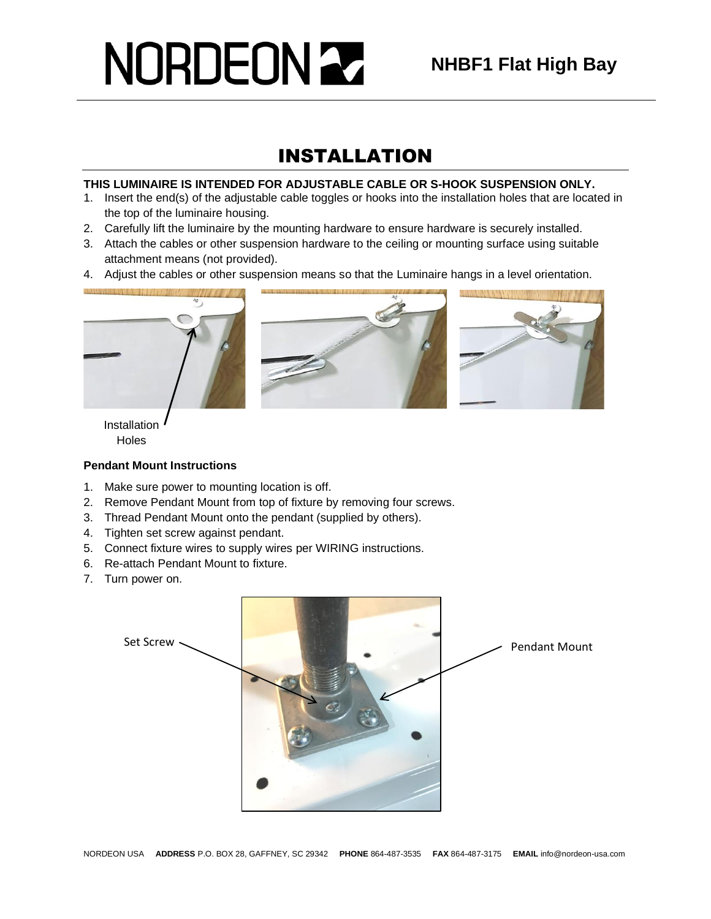# NORDEON

## NHBF1 Flat High Bay

# INSTALLATION

**THIS LUMINAIRE IS INTENDED FOR ADJUSTABLE CABLE OR S-HOOK SUSPENSION ONLY.**

1. Insert the end(s) of the adjustable cable toggles or hooks into the installation holes that are located in the top of the luminaire housing.
2. Carefully lift the luminaire by the mounting hardware to ensure hardware is securely installed.
3. Attach the cables or other suspension hardware to the ceiling or mounting surface using suitable attachment means (not provided).
4. Adjust the cables or other suspension means so that the Luminaire hangs in a level orientation.

Installation Holes

**Pendant Mount Instructions**

1. Make sure power to mounting location is off.
2. Remove Pendant Mount from top of fixture by removing four screws.
3. Thread Pendant Mount onto the pendant (supplied by others).
4. Tighten set screw against pendant.
5. Connect fixture wires to supply wires per WIRING instructions.
6. Re-attach Pendant Mount to fixture.
7. Turn power on.

Set Screw

Pendant Mount

NORDEON USA **ADDRESS** P.O. BOX 28, GAFFNEY, SC 29342 **PHONE** 864-487-3535 **FAX** 864-487-3175 **EMAIL** info@nordeon-usa.com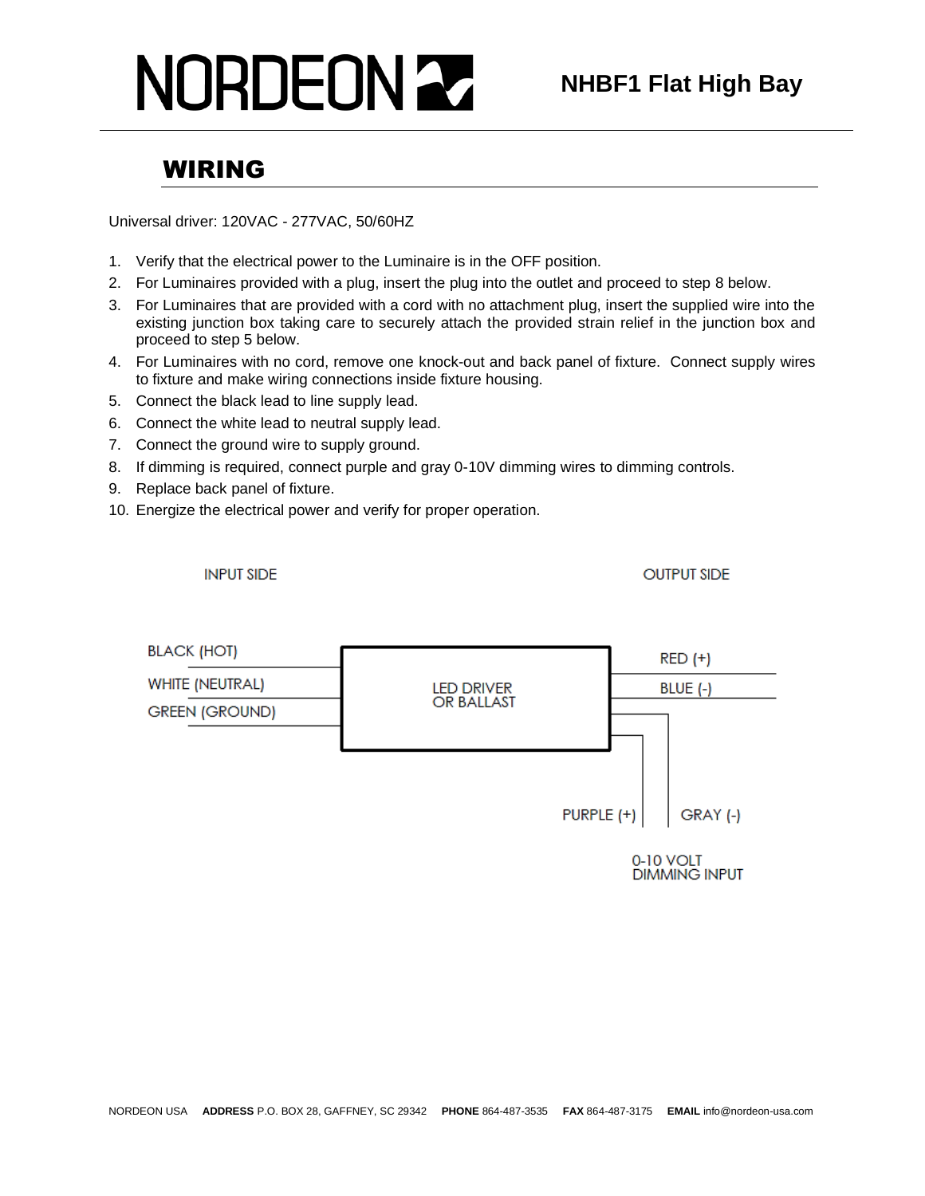# NORDEON

**NHBF1 Flat High Bay**

## WIRING

Universal driver: 120VAC - 277VAC, 50/60HZ

1. Verify that the electrical power to the Luminaire is in the OFF position.
2. For Luminaires provided with a plug, insert the plug into the outlet and proceed to step 8 below.
3. For Luminaires that are provided with a cord with no attachment plug, insert the supplied wire into the existing junction box taking care to securely attach the provided strain relief in the junction box and proceed to step 5 below.
4. For Luminaires with no cord, remove one knock-out and back panel of fixture. Connect supply wires to fixture and make wiring connections inside fixture housing.
5. Connect the black lead to line supply lead.
6. Connect the white lead to neutral supply lead.
7. Connect the ground wire to supply ground.
8. If dimming is required, connect purple and gray 0-10V dimming wires to dimming controls.
9. Replace back panel of fixture.
10. Energize the electrical power and verify for proper operation.

INPUT SIDE

OUTPUT SIDE

BLACK (HOT)

WHITE (NEUTRAL)

GREEN (GROUND)

LED DRIVER OR BALLAST

RED (+)

BLUE (-)

PURPLE (+)

GRAY (-)

0-10 VOLT DIMMING INPUT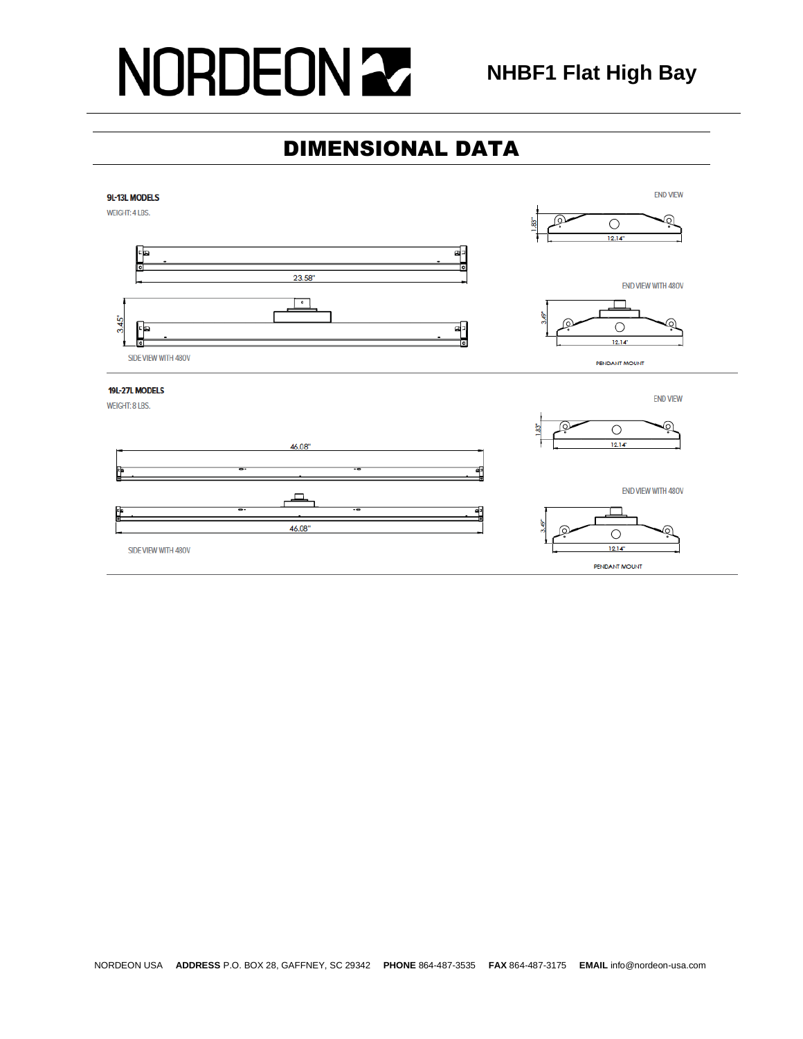NORDEON

**NHBF1 Flat High Bay**

# DIMENSIONAL DATA

**9L-13L MODELS**

WEIGHT: 4 LBS.

END VIEW

1.83"

12.14"

23.58"

END VIEW WITH 480V

3.45"

3.49"

12.14"

SIDE VIEW WITH 480V

PENDANT MOUNT

**19L-27L MODELS**

WEIGHT: 8 LBS.

END VIEW

1.83"

12.14"

46.08"

END VIEW WITH 480V

46.08"

3.49"

12.14"

SIDE VIEW WITH 480V

PENDANT MOUNT

NORDEON USA **ADDRESS** P.O. BOX 28, GAFFNEY, SC 29342 **PHONE** 864-487-3535 **FAX** 864-487-3175 **EMAIL** info@nordeon-usa.com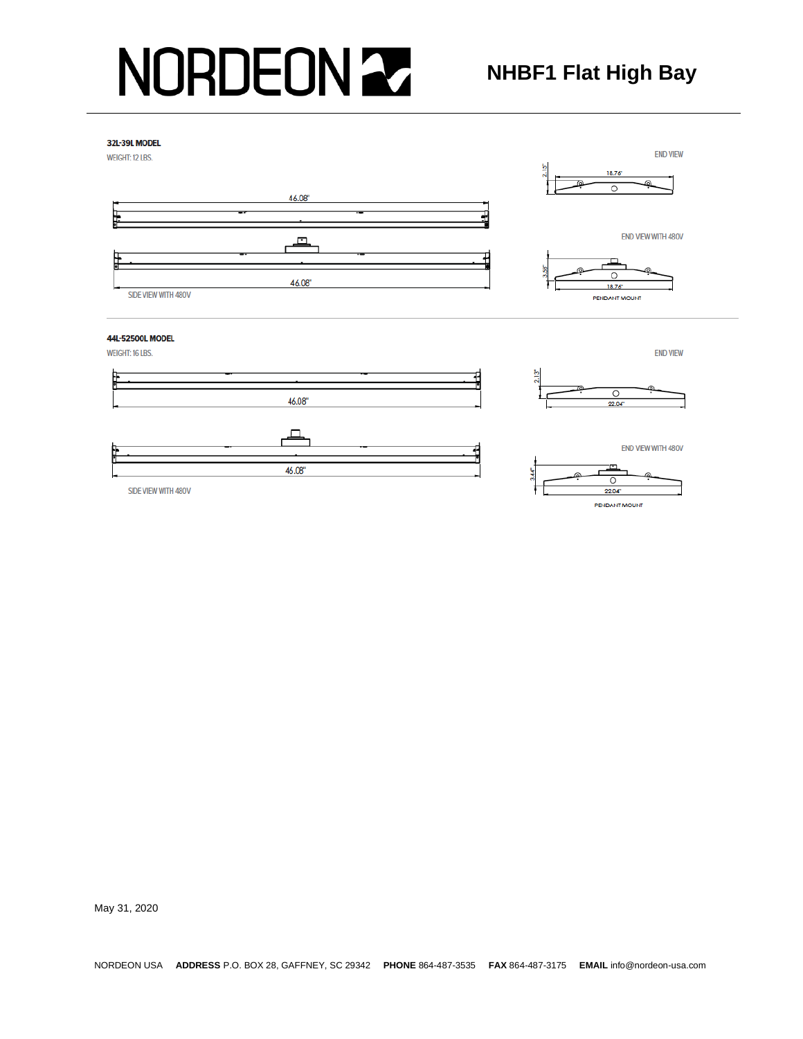# NORDEON

## NHBF1 Flat High Bay

**32L-39L MODEL**

WEIGHT: 12 LBS.

END VIEW

2.15"

18.76"

46.08"

END VIEW WITH 480V

3.58"

18.76"

PENDANT MOUNT

46.08"

SIDE VIEW WITH 480V

**44L-52500L MODEL**

WEIGHT: 16 LBS.

END VIEW

2.13"

22.04"

46.08"

END VIEW WITH 480V

3.44"

22.04"

PENDANT MOUNT

46.08"

SIDE VIEW WITH 480V

May 31, 2020

NORDEON USA **ADDRESS** P.O. BOX 28, GAFFNEY, SC 29342 **PHONE** 864-487-3535 **FAX** 864-487-3175 **EMAIL** info@nordeon-usa.com